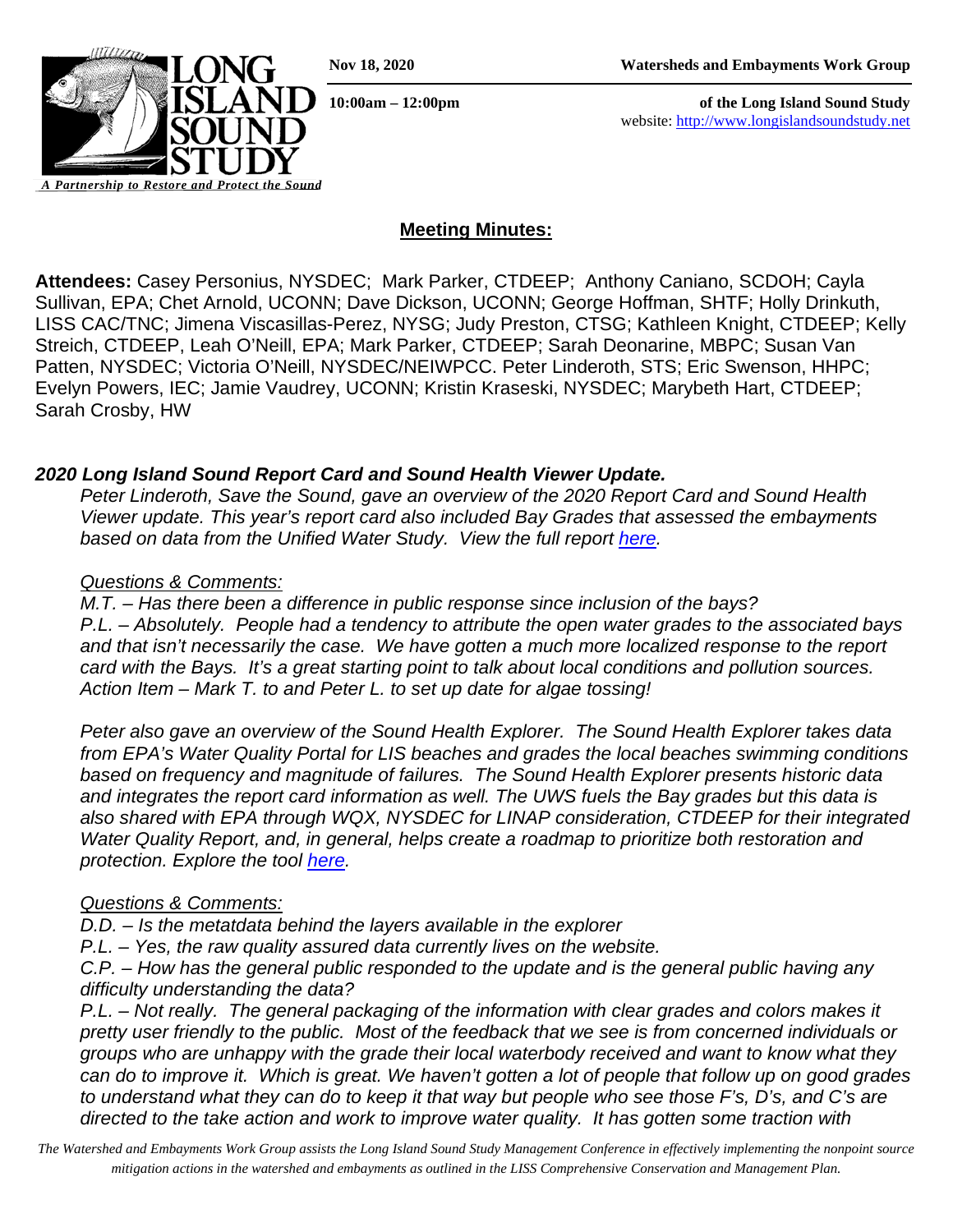Nov 18, 2020 — Watersheds and Embayments Work Group
10:00am – 12:00pm — of the Long Island Sound Study
website: http://www.longislandsoundstudy.net

LONG ISLAND SOUND STUDY
*A Partnership to Restore and Protect the Sound*

## Meeting Minutes:

**Attendees:** Casey Personius, NYSDEC; Mark Parker, CTDEEP; Anthony Caniano, SCDOH; Cayla Sullivan, EPA; Chet Arnold, UCONN; Dave Dickson, UCONN; George Hoffman, SHTF; Holly Drinkuth, LISS CAC/TNC; Jimena Viscasillas-Perez, NYSG; Judy Preston, CTSG; Kathleen Knight, CTDEEP; Kelly Streich, CTDEEP, Leah O'Neill, EPA; Mark Parker, CTDEEP; Sarah Deonarine, MBPC; Susan Van Patten, NYSDEC; Victoria O'Neill, NYSDEC/NEIWPCC. Peter Linderoth, STS; Eric Swenson, HHPC; Evelyn Powers, IEC; Jamie Vaudrey, UCONN; Kristin Kraseski, NYSDEC; Marybeth Hart, CTDEEP; Sarah Crosby, HW

### *2020 Long Island Sound Report Card and Sound Health Viewer Update.*

*Peter Linderoth, Save the Sound, gave an overview of the 2020 Report Card and Sound Health Viewer update. This year's report card also included Bay Grades that assessed the embayments based on data from the Unified Water Study. View the full report here.*

*Questions & Comments:*

*M.T. – Has there been a difference in public response since inclusion of the bays?*
*P.L. – Absolutely. People had a tendency to attribute the open water grades to the associated bays and that isn't necessarily the case. We have gotten a much more localized response to the report card with the Bays. It's a great starting point to talk about local conditions and pollution sources.*
*Action Item – Mark T. to and Peter L. to set up date for algae tossing!*

*Peter also gave an overview of the Sound Health Explorer. The Sound Health Explorer takes data from EPA's Water Quality Portal for LIS beaches and grades the local beaches swimming conditions based on frequency and magnitude of failures. The Sound Health Explorer presents historic data and integrates the report card information as well. The UWS fuels the Bay grades but this data is also shared with EPA through WQX, NYSDEC for LINAP consideration, CTDEEP for their integrated Water Quality Report, and, in general, helps create a roadmap to prioritize both restoration and protection. Explore the tool here.*

*Questions & Comments:*

*D.D. – Is the metatdata behind the layers available in the explorer*
*P.L. – Yes, the raw quality assured data currently lives on the website.*
*C.P. – How has the general public responded to the update and is the general public having any difficulty understanding the data?*
*P.L. – Not really. The general packaging of the information with clear grades and colors makes it pretty user friendly to the public. Most of the feedback that we see is from concerned individuals or groups who are unhappy with the grade their local waterbody received and want to know what they can do to improve it. Which is great. We haven't gotten a lot of people that follow up on good grades to understand what they can do to keep it that way but people who see those F's, D's, and C's are directed to the take action and work to improve water quality. It has gotten some traction with*

*The Watershed and Embayments Work Group assists the Long Island Sound Study Management Conference in effectively implementing the nonpoint source mitigation actions in the watershed and embayments as outlined in the LISS Comprehensive Conservation and Management Plan.*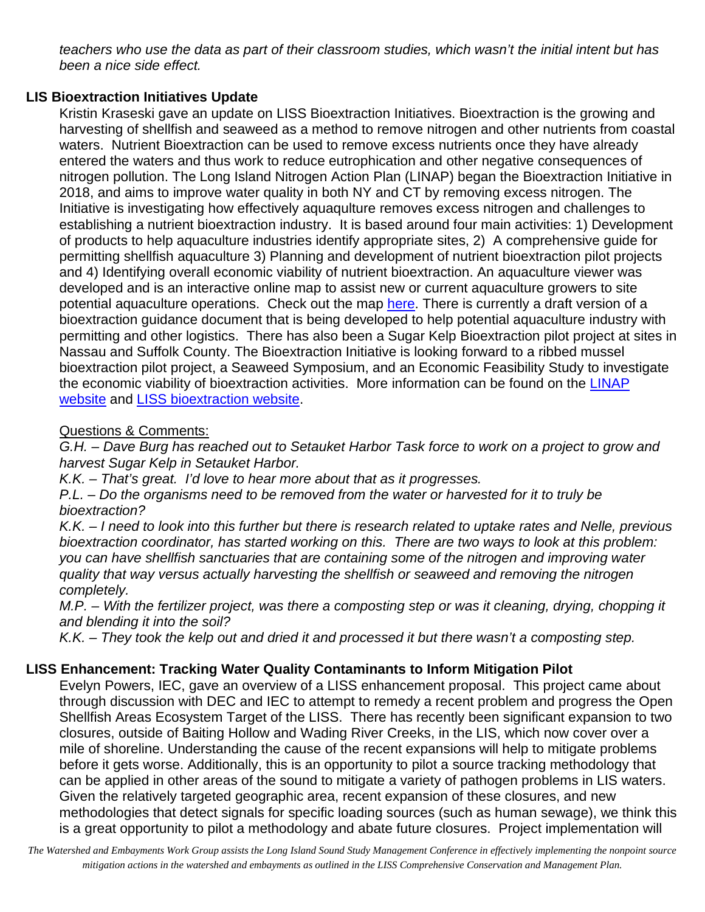*teachers who use the data as part of their classroom studies, which wasn't the initial intent but has been a nice side effect.*

**LIS Bioextraction Initiatives Update**

Kristin Kraseski gave an update on LISS Bioextraction Initiatives. Bioextraction is the growing and harvesting of shellfish and seaweed as a method to remove nitrogen and other nutrients from coastal waters. Nutrient Bioextraction can be used to remove excess nutrients once they have already entered the waters and thus work to reduce eutrophication and other negative consequences of nitrogen pollution. The Long Island Nitrogen Action Plan (LINAP) began the Bioextraction Initiative in 2018, and aims to improve water quality in both NY and CT by removing excess nitrogen. The Initiative is investigating how effectively aquaqulture removes excess nitrogen and challenges to establishing a nutrient bioextraction industry. It is based around four main activities: 1) Development of products to help aquaculture industries identify appropriate sites, 2) A comprehensive guide for permitting shellfish aquaculture 3) Planning and development of nutrient bioextraction pilot projects and 4) Identifying overall economic viability of nutrient bioextraction. An aquaculture viewer was developed and is an interactive online map to assist new or current aquaculture growers to site potential aquaculture operations. Check out the map here. There is currently a draft version of a bioextraction guidance document that is being developed to help potential aquaculture industry with permitting and other logistics. There has also been a Sugar Kelp Bioextraction pilot project at sites in Nassau and Suffolk County. The Bioextraction Initiative is looking forward to a ribbed mussel bioextraction pilot project, a Seaweed Symposium, and an Economic Feasibility Study to investigate the economic viability of bioextraction activities. More information can be found on the LINAP website and LISS bioextraction website.

Questions & Comments:

*G.H. – Dave Burg has reached out to Setauket Harbor Task force to work on a project to grow and harvest Sugar Kelp in Setauket Harbor.*

*K.K. – That's great. I'd love to hear more about that as it progresses.*

*P.L. – Do the organisms need to be removed from the water or harvested for it to truly be bioextraction?*

*K.K. – I need to look into this further but there is research related to uptake rates and Nelle, previous bioextraction coordinator, has started working on this. There are two ways to look at this problem: you can have shellfish sanctuaries that are containing some of the nitrogen and improving water quality that way versus actually harvesting the shellfish or seaweed and removing the nitrogen completely.*

*M.P. – With the fertilizer project, was there a composting step or was it cleaning, drying, chopping it and blending it into the soil?*

*K.K. – They took the kelp out and dried it and processed it but there wasn't a composting step.*

**LISS Enhancement: Tracking Water Quality Contaminants to Inform Mitigation Pilot**

Evelyn Powers, IEC, gave an overview of a LISS enhancement proposal. This project came about through discussion with DEC and IEC to attempt to remedy a recent problem and progress the Open Shellfish Areas Ecosystem Target of the LISS. There has recently been significant expansion to two closures, outside of Baiting Hollow and Wading River Creeks, in the LIS, which now cover over a mile of shoreline. Understanding the cause of the recent expansions will help to mitigate problems before it gets worse. Additionally, this is an opportunity to pilot a source tracking methodology that can be applied in other areas of the sound to mitigate a variety of pathogen problems in LIS waters. Given the relatively targeted geographic area, recent expansion of these closures, and new methodologies that detect signals for specific loading sources (such as human sewage), we think this is a great opportunity to pilot a methodology and abate future closures. Project implementation will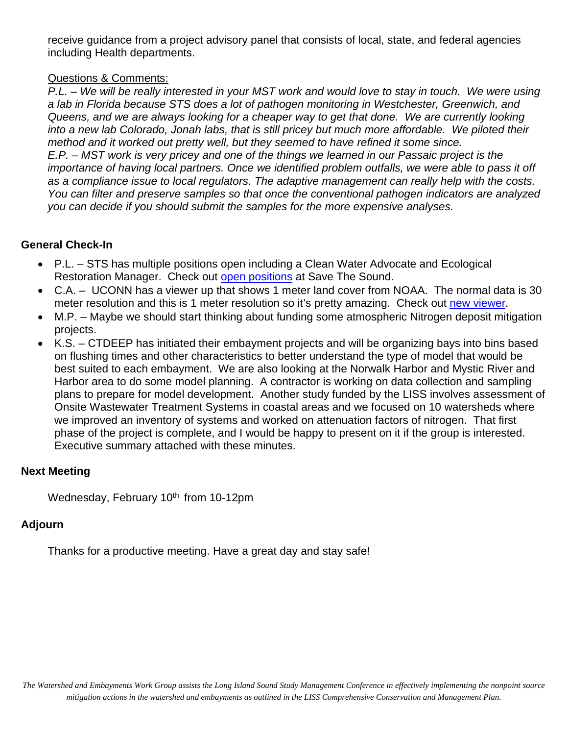receive guidance from a project advisory panel that consists of local, state, and federal agencies including Health departments.

Questions & Comments:

*P.L. – We will be really interested in your MST work and would love to stay in touch. We were using a lab in Florida because STS does a lot of pathogen monitoring in Westchester, Greenwich, and Queens, and we are always looking for a cheaper way to get that done. We are currently looking into a new lab Colorado, Jonah labs, that is still pricey but much more affordable. We piloted their method and it worked out pretty well, but they seemed to have refined it some since.*

*E.P. – MST work is very pricey and one of the things we learned in our Passaic project is the importance of having local partners. Once we identified problem outfalls, we were able to pass it off as a compliance issue to local regulators. The adaptive management can really help with the costs. You can filter and preserve samples so that once the conventional pathogen indicators are analyzed you can decide if you should submit the samples for the more expensive analyses.*

**General Check-In**

- P.L. – STS has multiple positions open including a Clean Water Advocate and Ecological Restoration Manager. Check out open positions at Save The Sound.
- C.A. – UCONN has a viewer up that shows 1 meter land cover from NOAA. The normal data is 30 meter resolution and this is 1 meter resolution so it's pretty amazing. Check out new viewer.
- M.P. – Maybe we should start thinking about funding some atmospheric Nitrogen deposit mitigation projects.
- K.S. – CTDEEP has initiated their embayment projects and will be organizing bays into bins based on flushing times and other characteristics to better understand the type of model that would be best suited to each embayment. We are also looking at the Norwalk Harbor and Mystic River and Harbor area to do some model planning. A contractor is working on data collection and sampling plans to prepare for model development. Another study funded by the LISS involves assessment of Onsite Wastewater Treatment Systems in coastal areas and we focused on 10 watersheds where we improved an inventory of systems and worked on attenuation factors of nitrogen. That first phase of the project is complete, and I would be happy to present on it if the group is interested. Executive summary attached with these minutes.

**Next Meeting**

Wednesday, February 10th from 10-12pm

**Adjourn**

Thanks for a productive meeting. Have a great day and stay safe!

*The Watershed and Embayments Work Group assists the Long Island Sound Study Management Conference in effectively implementing the nonpoint source mitigation actions in the watershed and embayments as outlined in the LISS Comprehensive Conservation and Management Plan.*